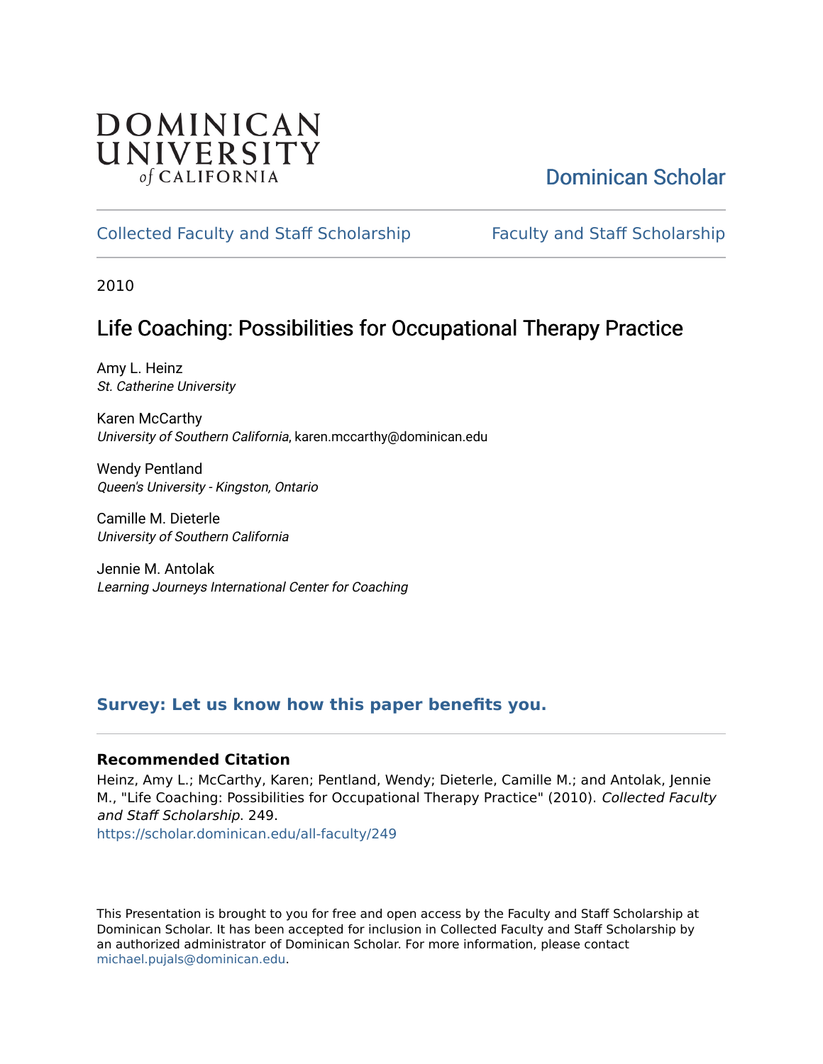DOMINICAN UNIVERSITY of CALIFORNIA

Dominican Scholar

Collected Faculty and Staff Scholarship | Faculty and Staff Scholarship

2010

# Life Coaching: Possibilities for Occupational Therapy Practice

Amy L. Heinz
*St. Catherine University*

Karen McCarthy
*University of Southern California*, karen.mccarthy@dominican.edu

Wendy Pentland
*Queen's University - Kingston, Ontario*

Camille M. Dieterle
*University of Southern California*

Jennie M. Antolak
*Learning Journeys International Center for Coaching*

**Survey: Let us know how this paper benefits you.**

**Recommended Citation**

Heinz, Amy L.; McCarthy, Karen; Pentland, Wendy; Dieterle, Camille M.; and Antolak, Jennie M., "Life Coaching: Possibilities for Occupational Therapy Practice" (2010). *Collected Faculty and Staff Scholarship*. 249.
https://scholar.dominican.edu/all-faculty/249

This Presentation is brought to you for free and open access by the Faculty and Staff Scholarship at Dominican Scholar. It has been accepted for inclusion in Collected Faculty and Staff Scholarship by an authorized administrator of Dominican Scholar. For more information, please contact michael.pujals@dominican.edu.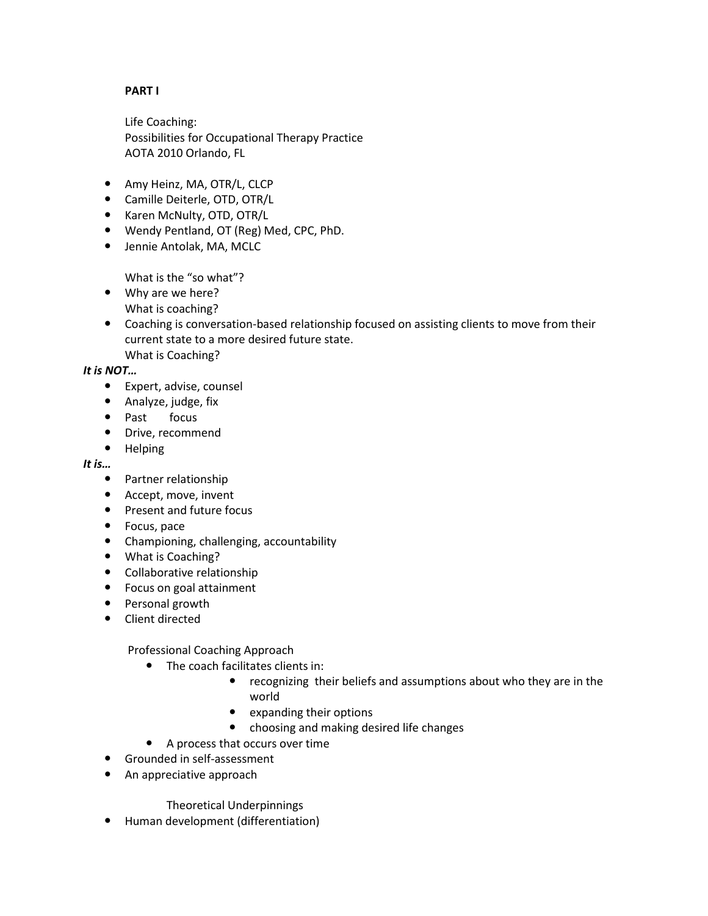**PART I**

Life Coaching:
Possibilities for Occupational Therapy Practice
AOTA 2010 Orlando, FL

- Amy Heinz, MA, OTR/L, CLCP
- Camille Deiterle, OTD, OTR/L
- Karen McNulty, OTD, OTR/L
- Wendy Pentland, OT (Reg) Med, CPC, PhD.
- Jennie Antolak, MA, MCLC

What is the "so what"?

- Why are we here?

What is coaching?

- Coaching is conversation-based relationship focused on assisting clients to move from their current state to a more desired future state.

What is Coaching?

***It is NOT…***

- Expert, advise, counsel
- Analyze, judge, fix
- Past focus
- Drive, recommend
- Helping

***It is…***

- Partner relationship
- Accept, move, invent
- Present and future focus
- Focus, pace
- Championing, challenging, accountability
- What is Coaching?
- Collaborative relationship
- Focus on goal attainment
- Personal growth
- Client directed

Professional Coaching Approach

- The coach facilitates clients in:
  - recognizing their beliefs and assumptions about who they are in the world
  - expanding their options
  - choosing and making desired life changes
- A process that occurs over time
- Grounded in self-assessment
- An appreciative approach

Theoretical Underpinnings

- Human development (differentiation)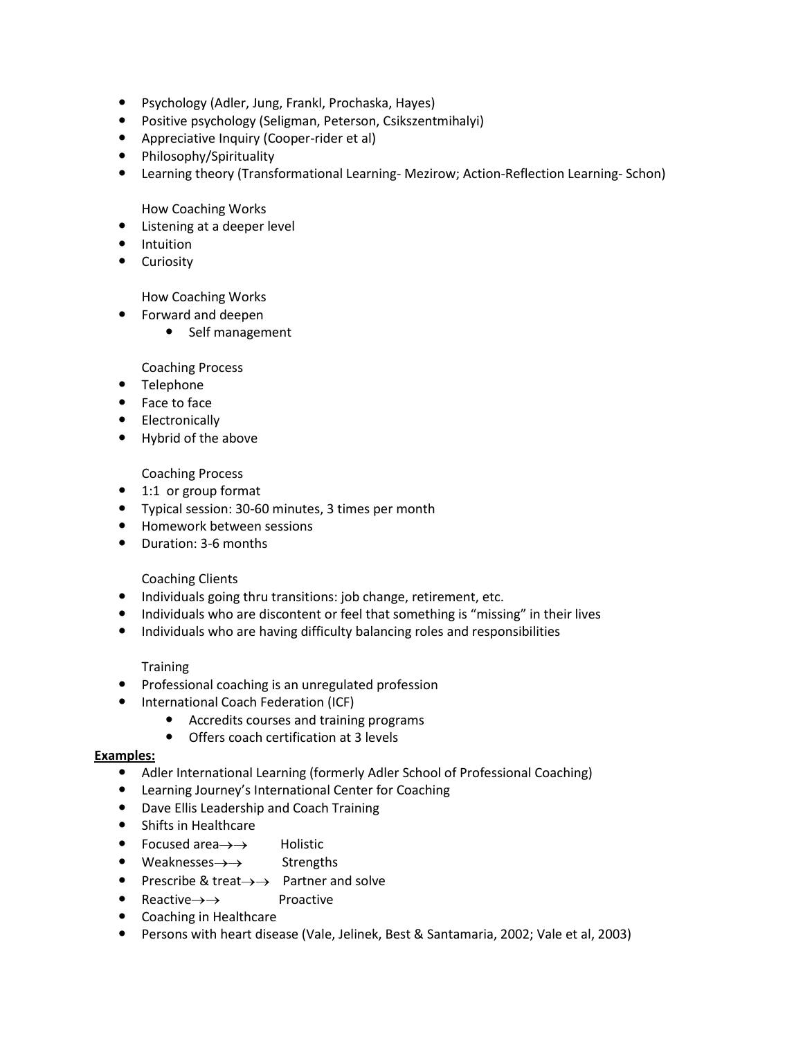- Psychology (Adler, Jung, Frankl, Prochaska, Hayes)
- Positive psychology (Seligman, Peterson, Csikszentmihalyi)
- Appreciative Inquiry (Cooper-rider et al)
- Philosophy/Spirituality
- Learning theory (Transformational Learning- Mezirow; Action-Reflection Learning- Schon)

How Coaching Works

- Listening at a deeper level
- Intuition
- Curiosity

How Coaching Works

- Forward and deepen
    - Self management

Coaching Process

- Telephone
- Face to face
- Electronically
- Hybrid of the above

Coaching Process

- 1:1 or group format
- Typical session: 30-60 minutes, 3 times per month
- Homework between sessions
- Duration: 3-6 months

Coaching Clients

- Individuals going thru transitions: job change, retirement, etc.
- Individuals who are discontent or feel that something is "missing" in their lives
- Individuals who are having difficulty balancing roles and responsibilities

Training

- Professional coaching is an unregulated profession
- International Coach Federation (ICF)
    - Accredits courses and training programs
    - Offers coach certification at 3 levels

**Examples:**

- Adler International Learning (formerly Adler School of Professional Coaching)
- Learning Journey's International Center for Coaching
- Dave Ellis Leadership and Coach Training
- Shifts in Healthcare
- Focused area→→ Holistic
- Weaknesses→→ Strengths
- Prescribe & treat→→ Partner and solve
- Reactive→→ Proactive
- Coaching in Healthcare
- Persons with heart disease (Vale, Jelinek, Best & Santamaria, 2002; Vale et al, 2003)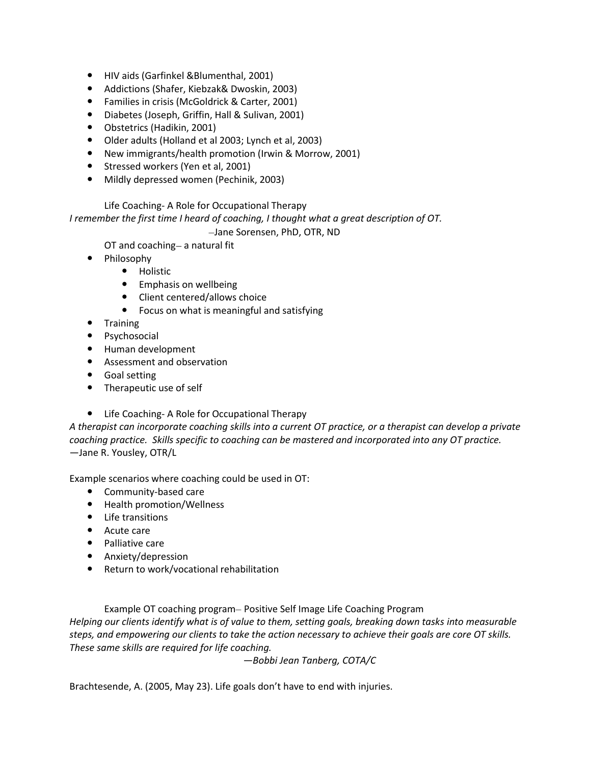- HIV aids (Garfinkel &Blumenthal, 2001)
- Addictions (Shafer, Kiebzak& Dwoskin, 2003)
- Families in crisis (McGoldrick & Carter, 2001)
- Diabetes (Joseph, Griffin, Hall & Sulivan, 2001)
- Obstetrics (Hadikin, 2001)
- Older adults (Holland et al 2003; Lynch et al, 2003)
- New immigrants/health promotion (Irwin & Morrow, 2001)
- Stressed workers (Yen et al, 2001)
- Mildly depressed women (Pechinik, 2003)

Life Coaching- A Role for Occupational Therapy

*I remember the first time I heard of coaching, I thought what a great description of OT.*

–Jane Sorensen, PhD, OTR, ND

OT and coaching– a natural fit

- Philosophy
    - Holistic
    - Emphasis on wellbeing
    - Client centered/allows choice
    - Focus on what is meaningful and satisfying
- Training
- Psychosocial
- Human development
- Assessment and observation
- Goal setting
- Therapeutic use of self

- Life Coaching- A Role for Occupational Therapy

*A therapist can incorporate coaching skills into a current OT practice, or a therapist can develop a private coaching practice. Skills specific to coaching can be mastered and incorporated into any OT practice.*
—Jane R. Yousley, OTR/L

Example scenarios where coaching could be used in OT:

- Community-based care
- Health promotion/Wellness
- Life transitions
- Acute care
- Palliative care
- Anxiety/depression
- Return to work/vocational rehabilitation

Example OT coaching program– Positive Self Image Life Coaching Program

*Helping our clients identify what is of value to them, setting goals, breaking down tasks into measurable steps, and empowering our clients to take the action necessary to achieve their goals are core OT skills. These same skills are required for life coaching.*

*—Bobbi Jean Tanberg, COTA/C*

Brachtesende, A. (2005, May 23). Life goals don't have to end with injuries.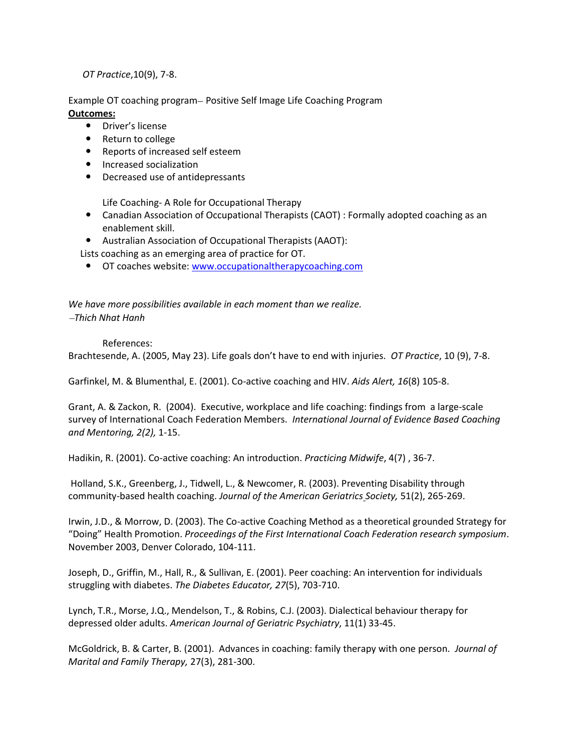*OT Practice*,10(9), 7-8.

Example OT coaching program– Positive Self Image Life Coaching Program

**<u>Outcomes:</u>**

- Driver's license
- Return to college
- Reports of increased self esteem
- Increased socialization
- Decreased use of antidepressants

Life Coaching- A Role for Occupational Therapy

- Canadian Association of Occupational Therapists (CAOT) : Formally adopted coaching as an enablement skill.
- Australian Association of Occupational Therapists (AAOT):

Lists coaching as an emerging area of practice for OT.

- OT coaches website: [www.occupationaltherapycoaching.com](http://www.occupationaltherapycoaching.com)

*We have more possibilities available in each moment than we realize.*
*–Thich Nhat Hanh*

References:

Brachtesende, A. (2005, May 23). Life goals don't have to end with injuries. *OT Practice*, 10 (9), 7-8.

Garfinkel, M. & Blumenthal, E. (2001). Co-active coaching and HIV. *Aids Alert, 16*(8) 105-8.

Grant, A. & Zackon, R. (2004). Executive, workplace and life coaching: findings from a large-scale survey of International Coach Federation Members. *International Journal of Evidence Based Coaching and Mentoring, 2(2),* 1-15.

Hadikin, R. (2001). Co-active coaching: An introduction. *Practicing Midwife*, 4(7) , 36-7.

Holland, S.K., Greenberg, J., Tidwell, L., & Newcomer, R. (2003). Preventing Disability through community-based health coaching. *Journal of the American Geriatrics Society,* 51(2), 265-269.

Irwin, J.D., & Morrow, D. (2003). The Co-active Coaching Method as a theoretical grounded Strategy for "Doing" Health Promotion. *Proceedings of the First International Coach Federation research symposium*. November 2003, Denver Colorado, 104-111.

Joseph, D., Griffin, M., Hall, R., & Sullivan, E. (2001). Peer coaching: An intervention for individuals struggling with diabetes. *The Diabetes Educator, 27*(5), 703-710.

Lynch, T.R., Morse, J.Q., Mendelson, T., & Robins, C.J. (2003). Dialectical behaviour therapy for depressed older adults. *American Journal of Geriatric Psychiatry*, 11(1) 33-45.

McGoldrick, B. & Carter, B. (2001). Advances in coaching: family therapy with one person. *Journal of Marital and Family Therapy,* 27(3), 281-300.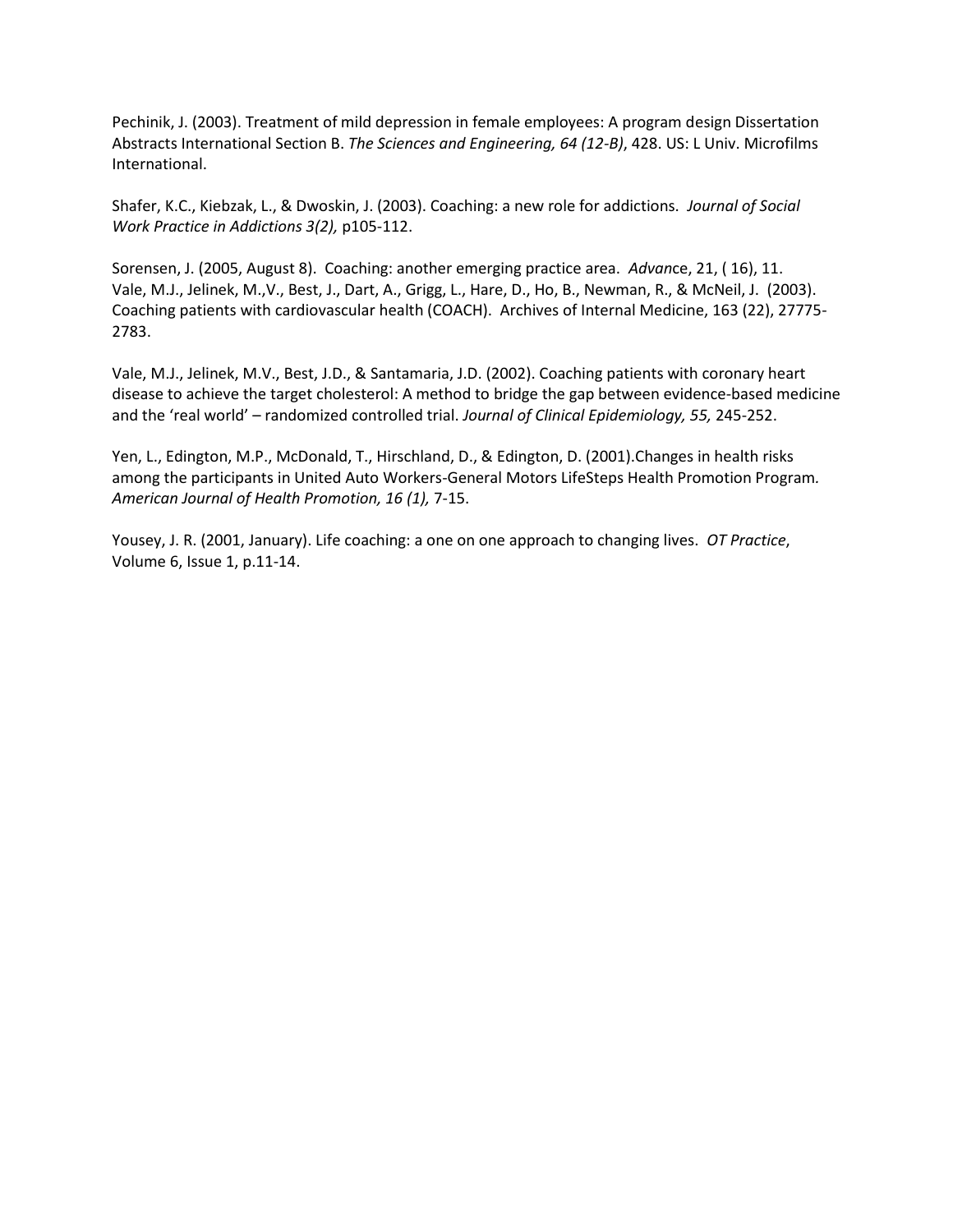Pechinik, J. (2003). Treatment of mild depression in female employees: A program design Dissertation Abstracts International Section B. *The Sciences and Engineering, 64 (12-B)*, 428. US: L Univ. Microfilms International.

Shafer, K.C., Kiebzak, L., & Dwoskin, J. (2003). Coaching: a new role for addictions. *Journal of Social Work Practice in Addictions 3(2),* p105-112.

Sorensen, J. (2005, August 8). Coaching: another emerging practice area. *Advan*ce, 21, ( 16), 11.
Vale, M.J., Jelinek, M.,V., Best, J., Dart, A., Grigg, L., Hare, D., Ho, B., Newman, R., & McNeil, J. (2003). Coaching patients with cardiovascular health (COACH). Archives of Internal Medicine, 163 (22), 27775-2783.

Vale, M.J., Jelinek, M.V., Best, J.D., & Santamaria, J.D. (2002). Coaching patients with coronary heart disease to achieve the target cholesterol: A method to bridge the gap between evidence-based medicine and the 'real world' – randomized controlled trial. *Journal of Clinical Epidemiology, 55,* 245-252.

Yen, L., Edington, M.P., McDonald, T., Hirschland, D., & Edington, D. (2001).Changes in health risks among the participants in United Auto Workers-General Motors LifeSteps Health Promotion Program. *American Journal of Health Promotion, 16 (1),* 7-15.

Yousey, J. R. (2001, January). Life coaching: a one on one approach to changing lives. *OT Practice*, Volume 6, Issue 1, p.11-14.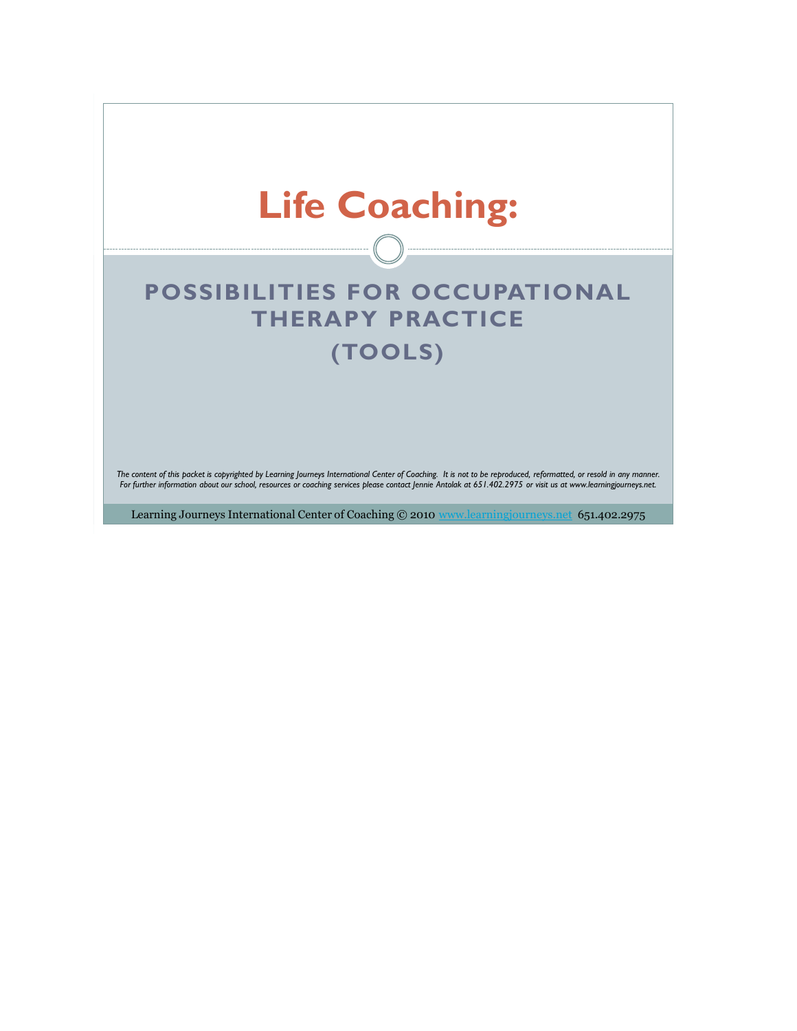# Life Coaching:

## POSSIBILITIES FOR OCCUPATIONAL THERAPY PRACTICE
## (TOOLS)

*The content of this packet is copyrighted by Learning Journeys International Center of Coaching. It is not to be reproduced, reformatted, or resold in any manner. For further information about our school, resources or coaching services please contact Jennie Antolak at 651.402.2975 or visit us at www.learningjourneys.net.*

Learning Journeys International Center of Coaching © 2010 www.learningjourneys.net 651.402.2975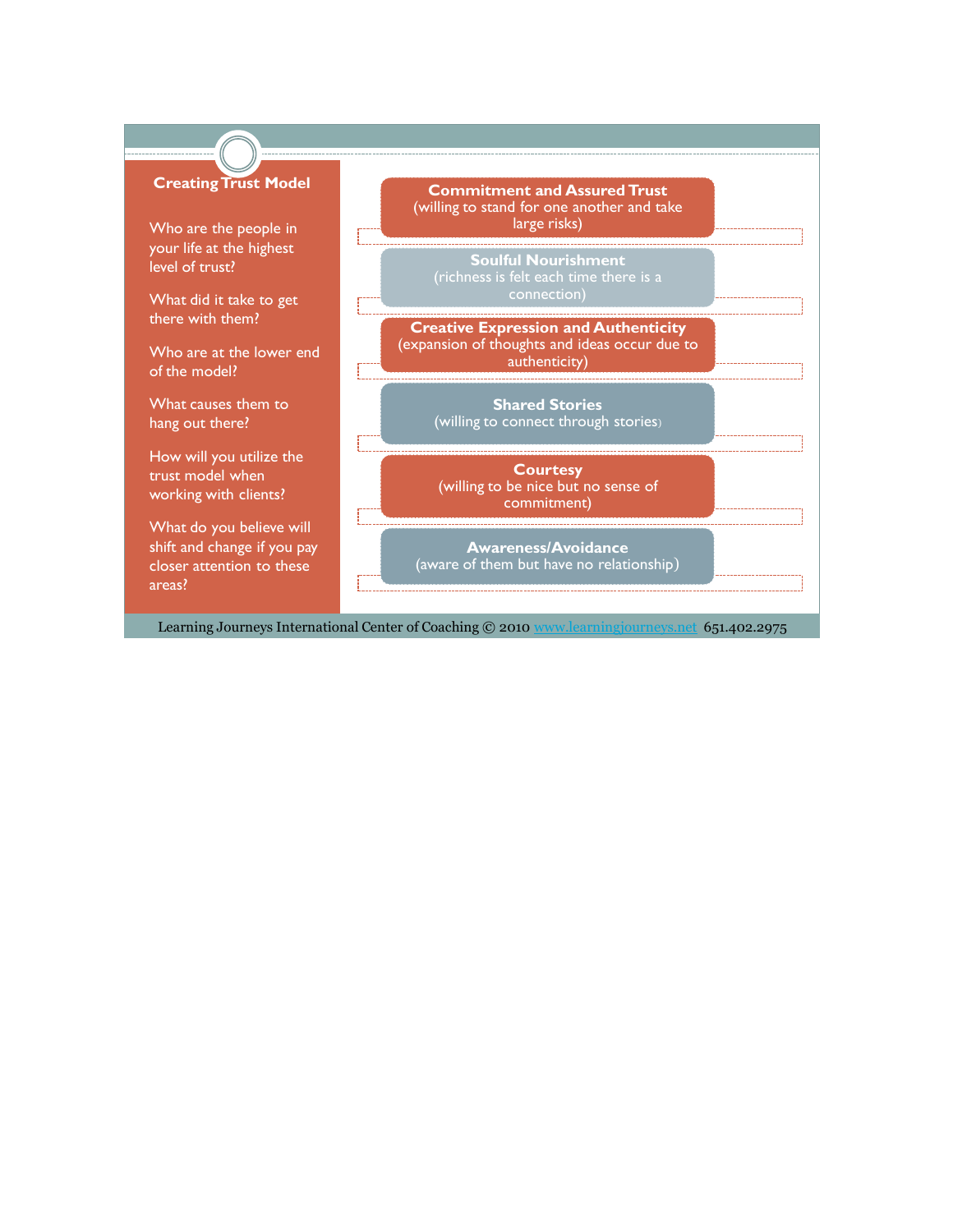## Creating Trust Model

Who are the people in your life at the highest level of trust?

What did it take to get there with them?

Who are at the lower end of the model?

What causes them to hang out there?

How will you utilize the trust model when working with clients?

What do you believe will shift and change if you pay closer attention to these areas?

**Commitment and Assured Trust**
(willing to stand for one another and take large risks)

**Soulful Nourishment**
(richness is felt each time there is a connection)

**Creative Expression and Authenticity**
(expansion of thoughts and ideas occur due to authenticity)

**Shared Stories**
(willing to connect through stories)

**Courtesy**
(willing to be nice but no sense of commitment)

**Awareness/Avoidance**
(aware of them but have no relationship)

Learning Journeys International Center of Coaching © 2010 www.learningjourneys.net 651.402.2975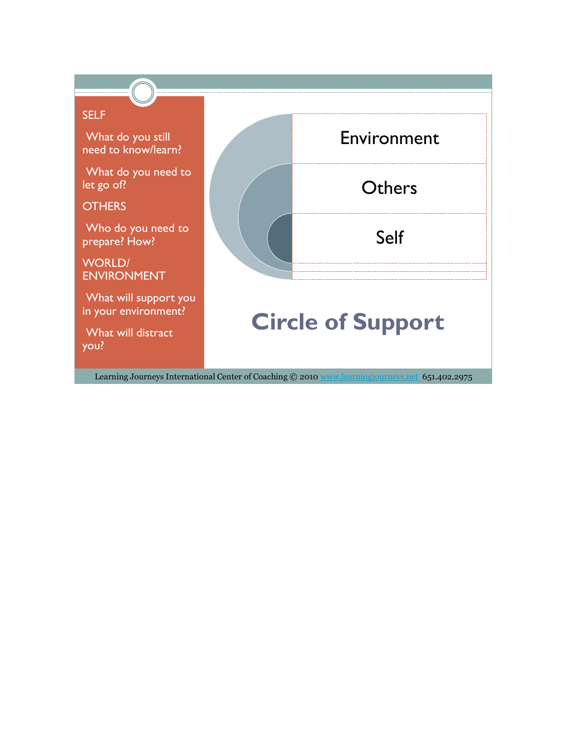# Circle of Support

SELF

What do you still need to know/learn?

What do you need to let go of?

OTHERS

Who do you need to prepare? How?

WORLD/ ENVIRONMENT

What will support you in your environment?

What will distract you?

Environment

Others

Self

Learning Journeys International Center of Coaching © 2010 www.learningjourneys.net 651.402.2975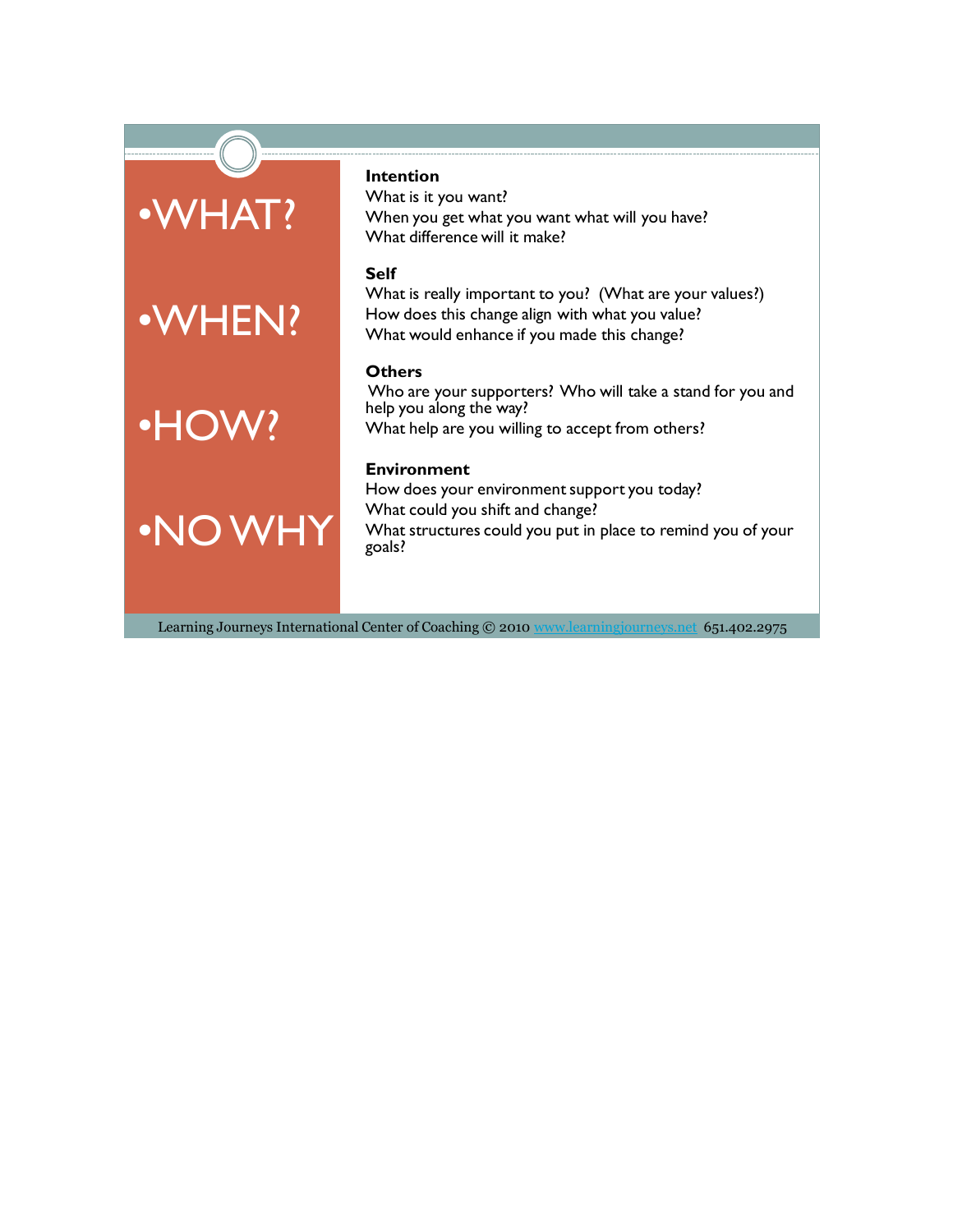- WHAT?
- WHEN?
- HOW?
- NO WHY

**Intention**

What is it you want?
When you get what you want what will you have?
What difference will it make?

**Self**

What is really important to you? (What are your values?)
How does this change align with what you value?
What would enhance if you made this change?

**Others**

Who are your supporters? Who will take a stand for you and help you along the way?
What help are you willing to accept from others?

**Environment**

How does your environment support you today?
What could you shift and change?
What structures could you put in place to remind you of your goals?

Learning Journeys International Center of Coaching © 2010 www.learningjourneys.net 651.402.2975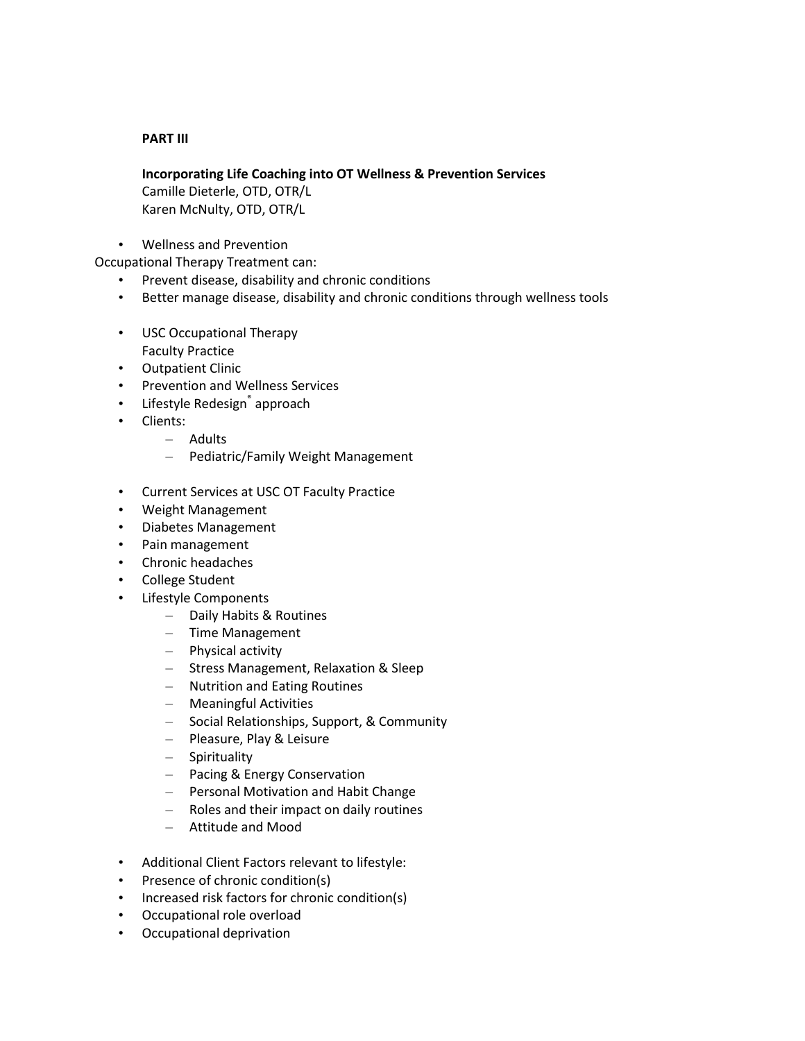**PART III**

**Incorporating Life Coaching into OT Wellness & Prevention Services**
Camille Dieterle, OTD, OTR/L
Karen McNulty, OTD, OTR/L

- Wellness and Prevention

Occupational Therapy Treatment can:

- Prevent disease, disability and chronic conditions
- Better manage disease, disability and chronic conditions through wellness tools

- USC Occupational Therapy Faculty Practice
- Outpatient Clinic
- Prevention and Wellness Services
- Lifestyle Redesign® approach
- Clients:
  - Adults
  - Pediatric/Family Weight Management

- Current Services at USC OT Faculty Practice
- Weight Management
- Diabetes Management
- Pain management
- Chronic headaches
- College Student
- Lifestyle Components
  - Daily Habits & Routines
  - Time Management
  - Physical activity
  - Stress Management, Relaxation & Sleep
  - Nutrition and Eating Routines
  - Meaningful Activities
  - Social Relationships, Support, & Community
  - Pleasure, Play & Leisure
  - Spirituality
  - Pacing & Energy Conservation
  - Personal Motivation and Habit Change
  - Roles and their impact on daily routines
  - Attitude and Mood

- Additional Client Factors relevant to lifestyle:
- Presence of chronic condition(s)
- Increased risk factors for chronic condition(s)
- Occupational role overload
- Occupational deprivation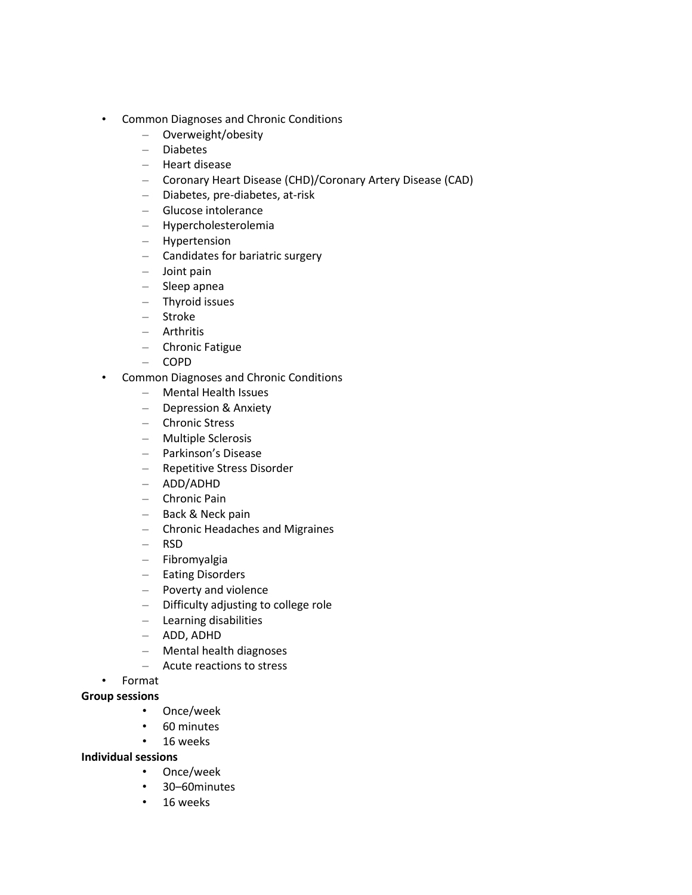- Common Diagnoses and Chronic Conditions
  - Overweight/obesity
  - Diabetes
  - Heart disease
  - Coronary Heart Disease (CHD)/Coronary Artery Disease (CAD)
  - Diabetes, pre-diabetes, at-risk
  - Glucose intolerance
  - Hypercholesterolemia
  - Hypertension
  - Candidates for bariatric surgery
  - Joint pain
  - Sleep apnea
  - Thyroid issues
  - Stroke
  - Arthritis
  - Chronic Fatigue
  - COPD
- Common Diagnoses and Chronic Conditions
  - Mental Health Issues
  - Depression & Anxiety
  - Chronic Stress
  - Multiple Sclerosis
  - Parkinson's Disease
  - Repetitive Stress Disorder
  - ADD/ADHD
  - Chronic Pain
  - Back & Neck pain
  - Chronic Headaches and Migraines
  - RSD
  - Fibromyalgia
  - Eating Disorders
  - Poverty and violence
  - Difficulty adjusting to college role
  - Learning disabilities
  - ADD, ADHD
  - Mental health diagnoses
  - Acute reactions to stress
- Format

**Group sessions**

- Once/week
- 60 minutes
- 16 weeks

**Individual sessions**

- Once/week
- 30–60minutes
- 16 weeks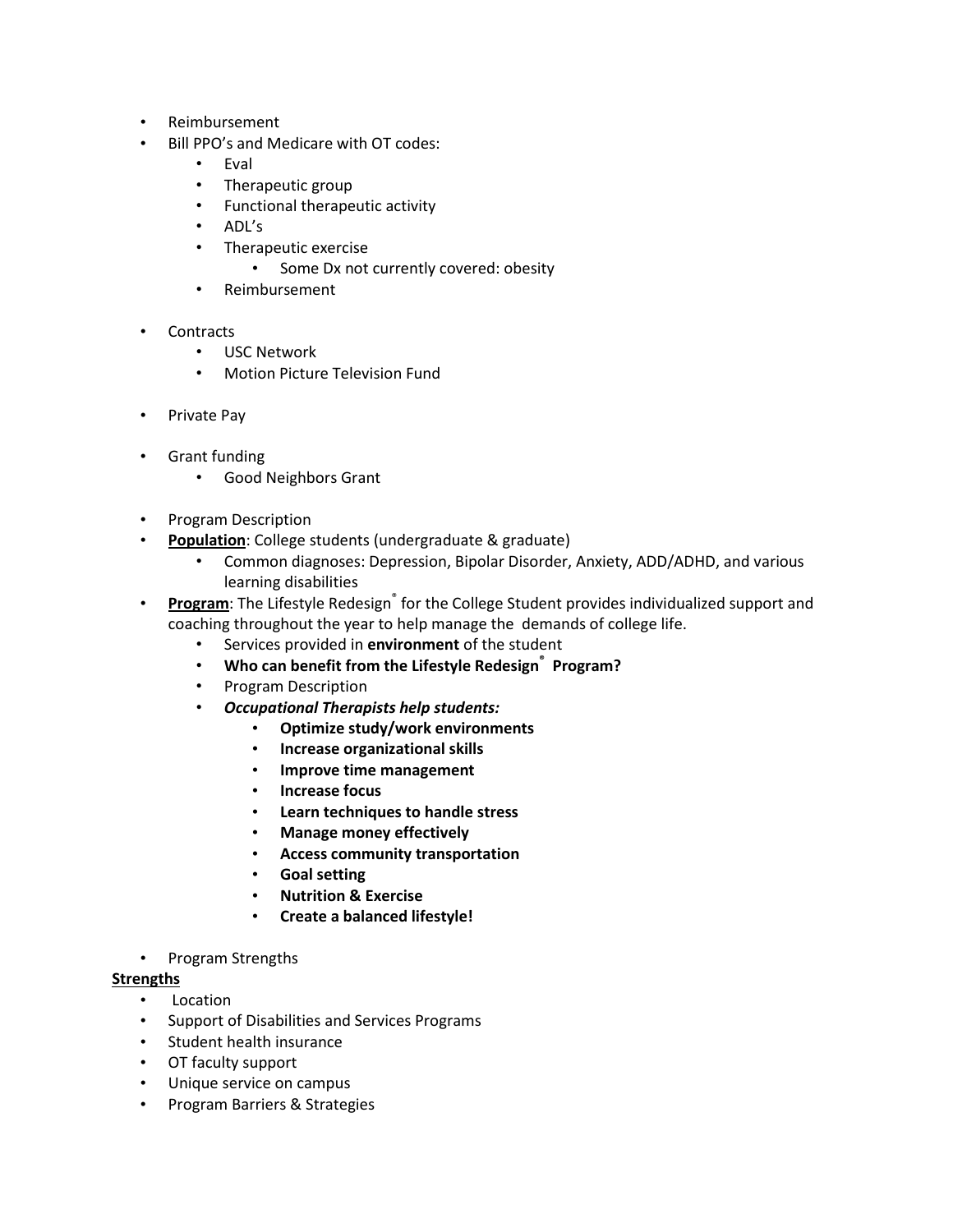- Reimbursement
- Bill PPO's and Medicare with OT codes:
    - Eval
    - Therapeutic group
    - Functional therapeutic activity
    - ADL's
    - Therapeutic exercise
        - Some Dx not currently covered: obesity
    - Reimbursement

- Contracts
    - USC Network
    - Motion Picture Television Fund

- Private Pay

- Grant funding
    - Good Neighbors Grant

- Program Description
- **<u>Population</u>**: College students (undergraduate & graduate)
    - Common diagnoses: Depression, Bipolar Disorder, Anxiety, ADD/ADHD, and various learning disabilities
- **<u>Program</u>**: The Lifestyle Redesign® for the College Student provides individualized support and coaching throughout the year to help manage the demands of college life.
    - Services provided in **environment** of the student
    - **Who can benefit from the Lifestyle Redesign® Program?**
    - Program Description
    - ***Occupational Therapists help students:***
        - **Optimize study/work environments**
        - **Increase organizational skills**
        - **Improve time management**
        - **Increase focus**
        - **Learn techniques to handle stress**
        - **Manage money effectively**
        - **Access community transportation**
        - **Goal setting**
        - **Nutrition & Exercise**
        - **Create a balanced lifestyle!**

- Program Strengths

**<u>Strengths</u>**

- Location
- Support of Disabilities and Services Programs
- Student health insurance
- OT faculty support
- Unique service on campus
- Program Barriers & Strategies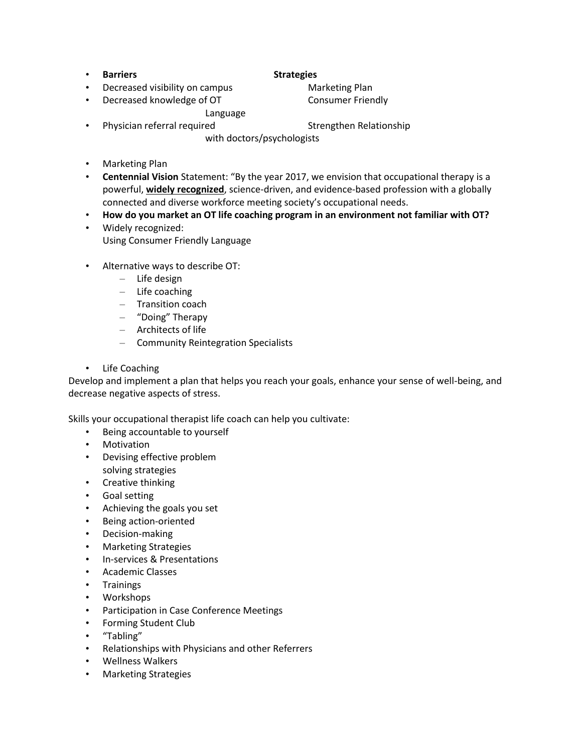| Barriers | Strategies |
| --- | --- |
| Decreased visibility on campus | Marketing Plan |
| Decreased knowledge of OT | Consumer Friendly Language |
| Physician referral required | Strengthen Relationship with doctors/psychologists |

- Marketing Plan
- **Centennial Vision** Statement: "By the year 2017, we envision that occupational therapy is a powerful, **widely recognized**, science-driven, and evidence-based profession with a globally connected and diverse workforce meeting society's occupational needs.
- **How do you market an OT life coaching program in an environment not familiar with OT?**
- Widely recognized:
  Using Consumer Friendly Language

- Alternative ways to describe OT:
  - Life design
  - Life coaching
  - Transition coach
  - "Doing" Therapy
  - Architects of life
  - Community Reintegration Specialists

- Life Coaching

Develop and implement a plan that helps you reach your goals, enhance your sense of well-being, and decrease negative aspects of stress.

Skills your occupational therapist life coach can help you cultivate:

- Being accountable to yourself
- Motivation
- Devising effective problem solving strategies
- Creative thinking
- Goal setting
- Achieving the goals you set
- Being action-oriented
- Decision-making
- Marketing Strategies
- In-services & Presentations
- Academic Classes
- Trainings
- Workshops
- Participation in Case Conference Meetings
- Forming Student Club
- "Tabling"
- Relationships with Physicians and other Referrers
- Wellness Walkers
- Marketing Strategies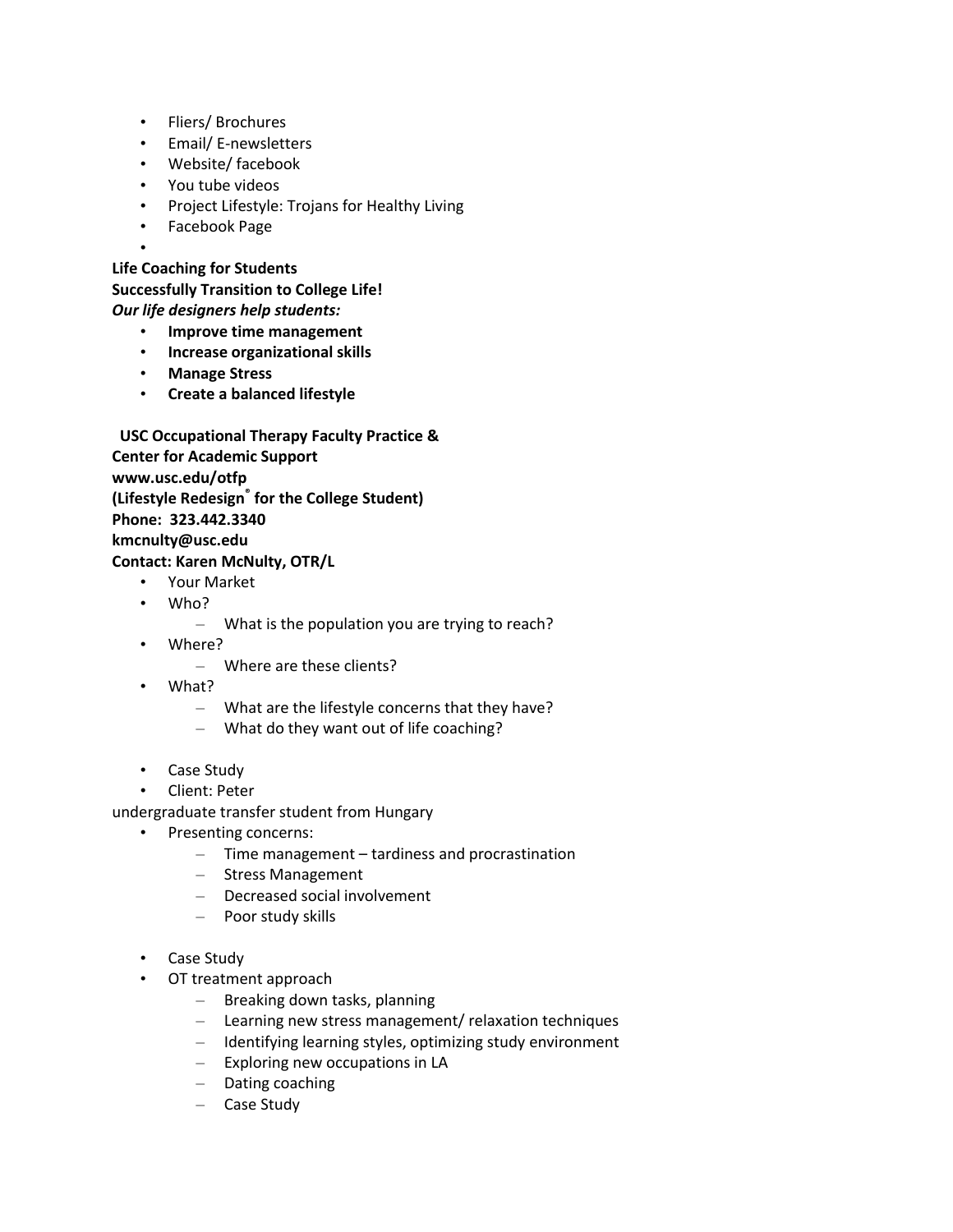- Fliers/ Brochures
- Email/ E-newsletters
- Website/ facebook
- You tube videos
- Project Lifestyle: Trojans for Healthy Living
- Facebook Page
- 

**Life Coaching for Students**
**Successfully Transition to College Life!**
***Our life designers help students:***

- **Improve time management**
- **Increase organizational skills**
- **Manage Stress**
- **Create a balanced lifestyle**

**USC Occupational Therapy Faculty Practice &**
**Center for Academic Support**
**www.usc.edu/otfp**
**(Lifestyle Redesign® for the College Student)**
**Phone: 323.442.3340**
**kmcnulty@usc.edu**
**Contact: Karen McNulty, OTR/L**

- Your Market
- Who?
  - What is the population you are trying to reach?
- Where?
  - Where are these clients?
- What?
  - What are the lifestyle concerns that they have?
  - What do they want out of life coaching?

- Case Study
- Client: Peter

undergraduate transfer student from Hungary

- Presenting concerns:
  - Time management – tardiness and procrastination
  - Stress Management
  - Decreased social involvement
  - Poor study skills

- Case Study
- OT treatment approach
  - Breaking down tasks, planning
  - Learning new stress management/ relaxation techniques
  - Identifying learning styles, optimizing study environment
  - Exploring new occupations in LA
  - Dating coaching
  - Case Study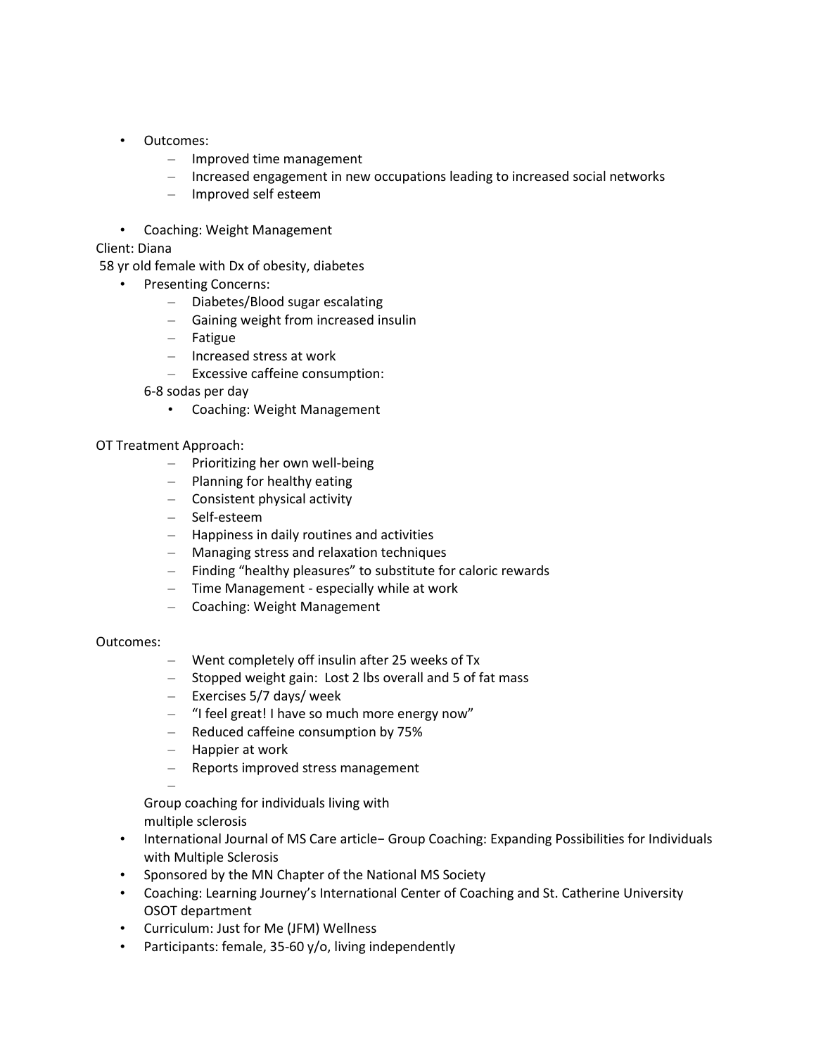- Outcomes:
  - Improved time management
  - Increased engagement in new occupations leading to increased social networks
  - Improved self esteem

- Coaching: Weight Management

Client: Diana

58 yr old female with Dx of obesity, diabetes

- Presenting Concerns:
  - Diabetes/Blood sugar escalating
  - Gaining weight from increased insulin
  - Fatigue
  - Increased stress at work
  - Excessive caffeine consumption:

  6-8 sodas per day

    - Coaching: Weight Management

OT Treatment Approach:

  - Prioritizing her own well-being
  - Planning for healthy eating
  - Consistent physical activity
  - Self-esteem
  - Happiness in daily routines and activities
  - Managing stress and relaxation techniques
  - Finding "healthy pleasures" to substitute for caloric rewards
  - Time Management - especially while at work
  - Coaching: Weight Management

Outcomes:

  - Went completely off insulin after 25 weeks of Tx
  - Stopped weight gain: Lost 2 lbs overall and 5 of fat mass
  - Exercises 5/7 days/ week
  - "I feel great! I have so much more energy now"
  - Reduced caffeine consumption by 75%
  - Happier at work
  - Reports improved stress management

Group coaching for individuals living with multiple sclerosis

- International Journal of MS Care article− Group Coaching: Expanding Possibilities for Individuals with Multiple Sclerosis
- Sponsored by the MN Chapter of the National MS Society
- Coaching: Learning Journey's International Center of Coaching and St. Catherine University OSOT department
- Curriculum: Just for Me (JFM) Wellness
- Participants: female, 35-60 y/o, living independently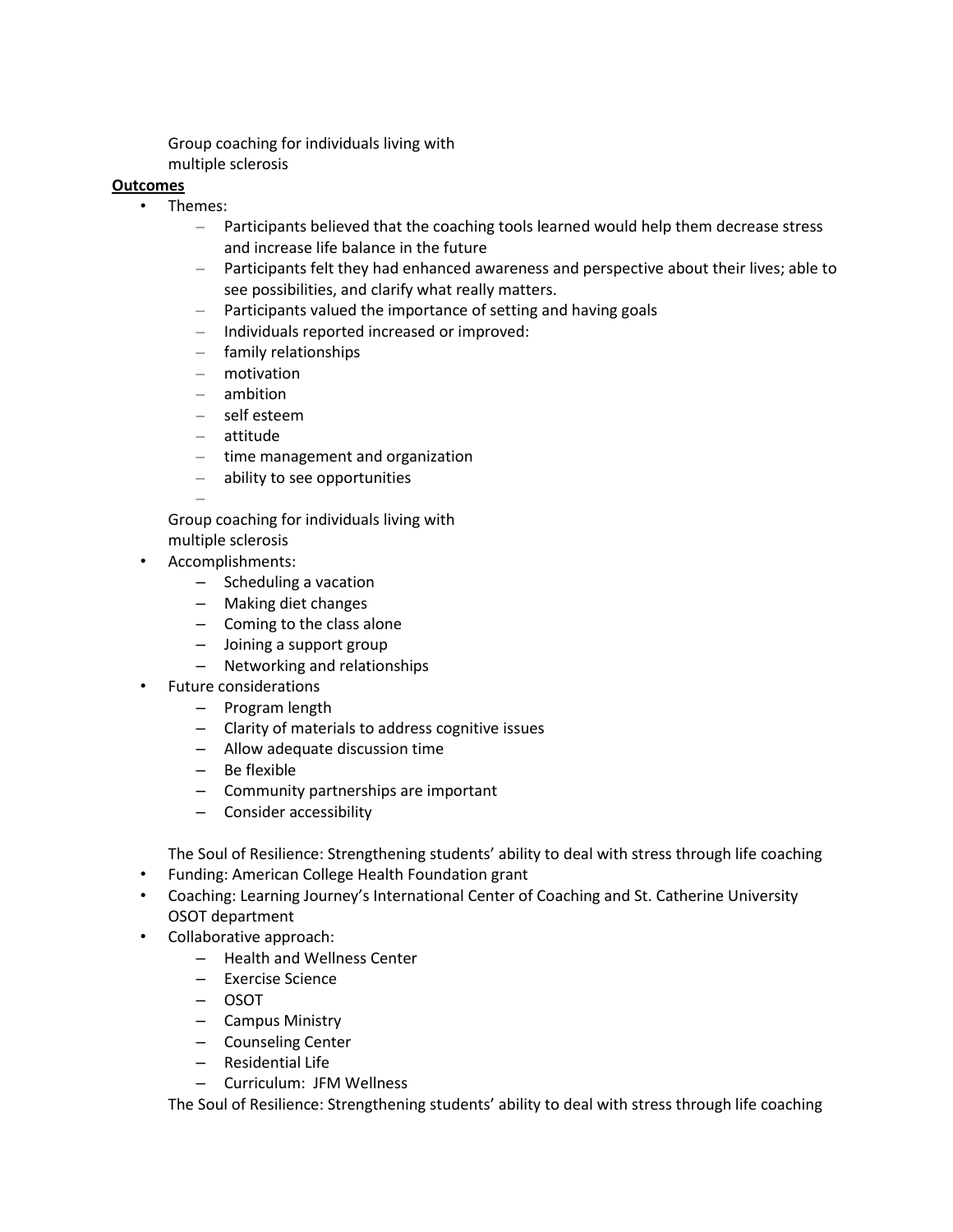Group coaching for individuals living with multiple sclerosis

**Outcomes**

- Themes:
  - Participants believed that the coaching tools learned would help them decrease stress and increase life balance in the future
  - Participants felt they had enhanced awareness and perspective about their lives; able to see possibilities, and clarify what really matters.
  - Participants valued the importance of setting and having goals
  - Individuals reported increased or improved:
  - family relationships
  - motivation
  - ambition
  - self esteem
  - attitude
  - time management and organization
  - ability to see opportunities

Group coaching for individuals living with multiple sclerosis

- Accomplishments:
  - Scheduling a vacation
  - Making diet changes
  - Coming to the class alone
  - Joining a support group
  - Networking and relationships
- Future considerations
  - Program length
  - Clarity of materials to address cognitive issues
  - Allow adequate discussion time
  - Be flexible
  - Community partnerships are important
  - Consider accessibility

The Soul of Resilience: Strengthening students' ability to deal with stress through life coaching

- Funding: American College Health Foundation grant
- Coaching: Learning Journey's International Center of Coaching and St. Catherine University OSOT department
- Collaborative approach:
  - Health and Wellness Center
  - Exercise Science
  - OSOT
  - Campus Ministry
  - Counseling Center
  - Residential Life
  - Curriculum: JFM Wellness

The Soul of Resilience: Strengthening students' ability to deal with stress through life coaching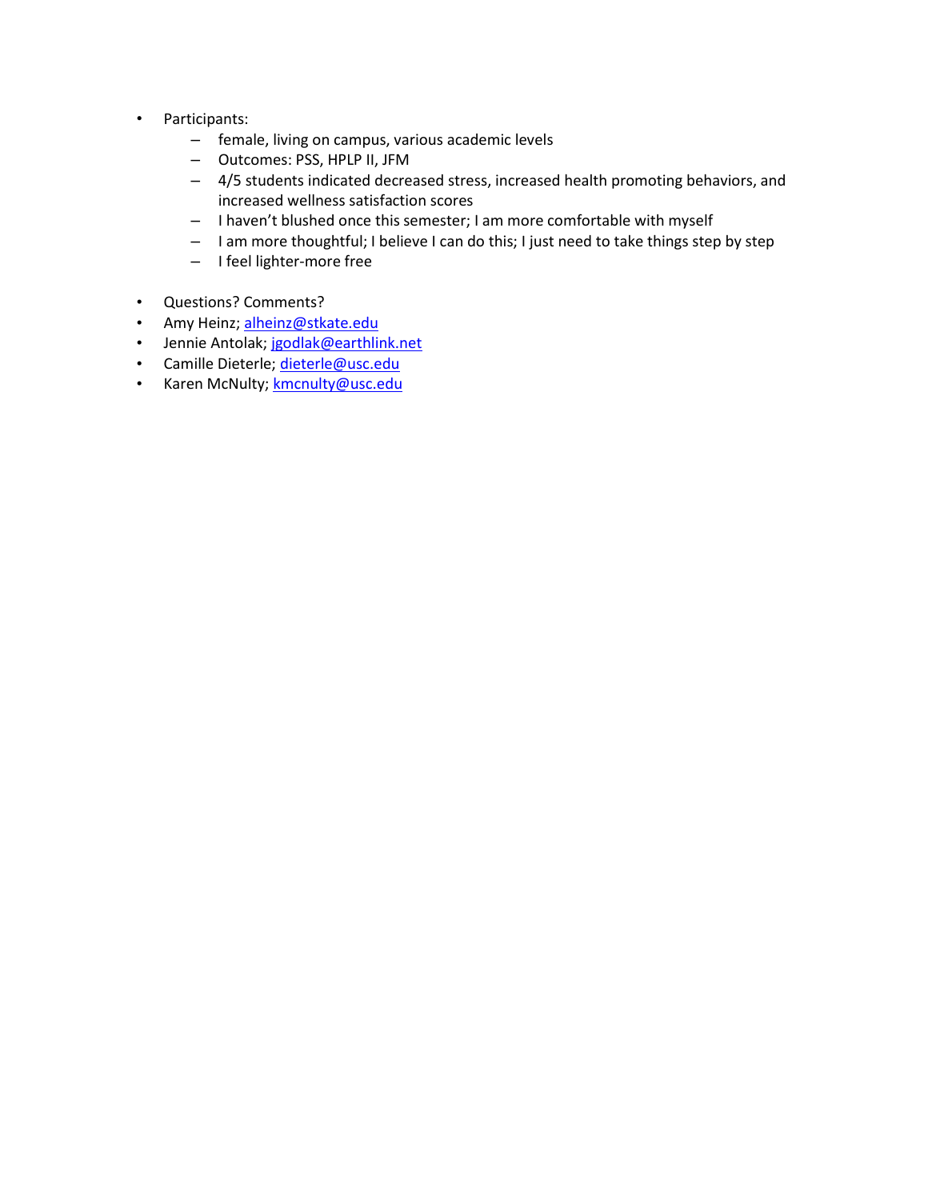- Participants:
  - female, living on campus, various academic levels
  - Outcomes: PSS, HPLP II, JFM
  - 4/5 students indicated decreased stress, increased health promoting behaviors, and increased wellness satisfaction scores
  - I haven't blushed once this semester; I am more comfortable with myself
  - I am more thoughtful; I believe I can do this; I just need to take things step by step
  - I feel lighter-more free

- Questions? Comments?
- Amy Heinz; alheinz@stkate.edu
- Jennie Antolak; jgodlak@earthlink.net
- Camille Dieterle; dieterle@usc.edu
- Karen McNulty; kmcnulty@usc.edu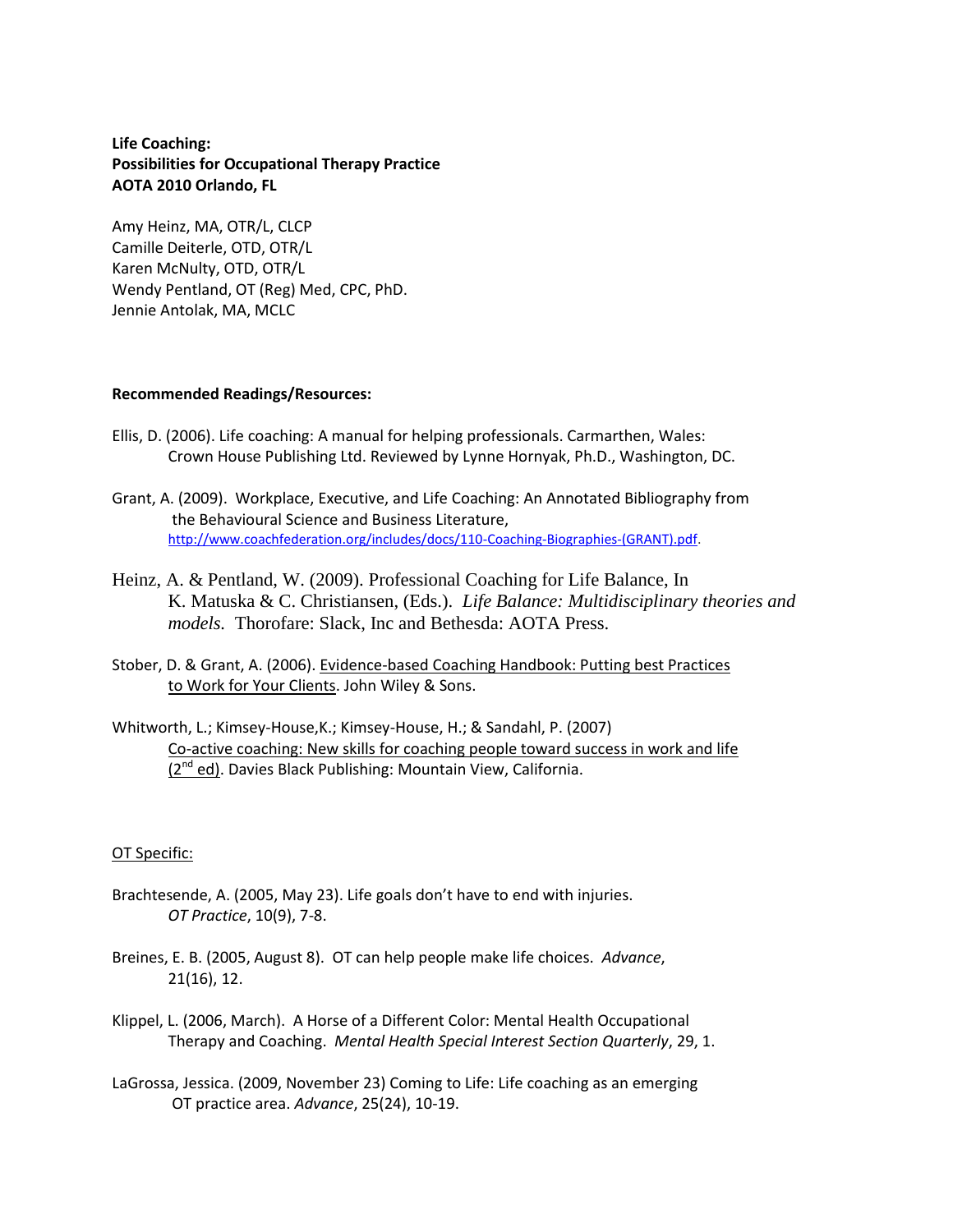**Life Coaching:**
**Possibilities for Occupational Therapy Practice**
**AOTA 2010 Orlando, FL**

Amy Heinz, MA, OTR/L, CLCP
Camille Deiterle, OTD, OTR/L
Karen McNulty, OTD, OTR/L
Wendy Pentland, OT (Reg) Med, CPC, PhD.
Jennie Antolak, MA, MCLC

**Recommended Readings/Resources:**

Ellis, D. (2006). Life coaching: A manual for helping professionals. Carmarthen, Wales: Crown House Publishing Ltd. Reviewed by Lynne Hornyak, Ph.D., Washington, DC.

Grant, A. (2009). Workplace, Executive, and Life Coaching: An Annotated Bibliography from the Behavioural Science and Business Literature, http://www.coachfederation.org/includes/docs/110-Coaching-Biographies-(GRANT).pdf.

Heinz, A. & Pentland, W. (2009). Professional Coaching for Life Balance, In K. Matuska & C. Christiansen, (Eds.). *Life Balance: Multidisciplinary theories and models.* Thorofare: Slack, Inc and Bethesda: AOTA Press.

Stober, D. & Grant, A. (2006). Evidence-based Coaching Handbook: Putting best Practices to Work for Your Clients. John Wiley & Sons.

Whitworth, L.; Kimsey-House,K.; Kimsey-House, H.; & Sandahl, P. (2007) Co-active coaching: New skills for coaching people toward success in work and life (2nd ed). Davies Black Publishing: Mountain View, California.

OT Specific:

Brachtesende, A. (2005, May 23). Life goals don't have to end with injuries. *OT Practice*, 10(9), 7-8.

Breines, E. B. (2005, August 8). OT can help people make life choices. *Advance*, 21(16), 12.

Klippel, L. (2006, March). A Horse of a Different Color: Mental Health Occupational Therapy and Coaching. *Mental Health Special Interest Section Quarterly*, 29, 1.

LaGrossa, Jessica. (2009, November 23) Coming to Life: Life coaching as an emerging OT practice area. *Advance*, 25(24), 10-19.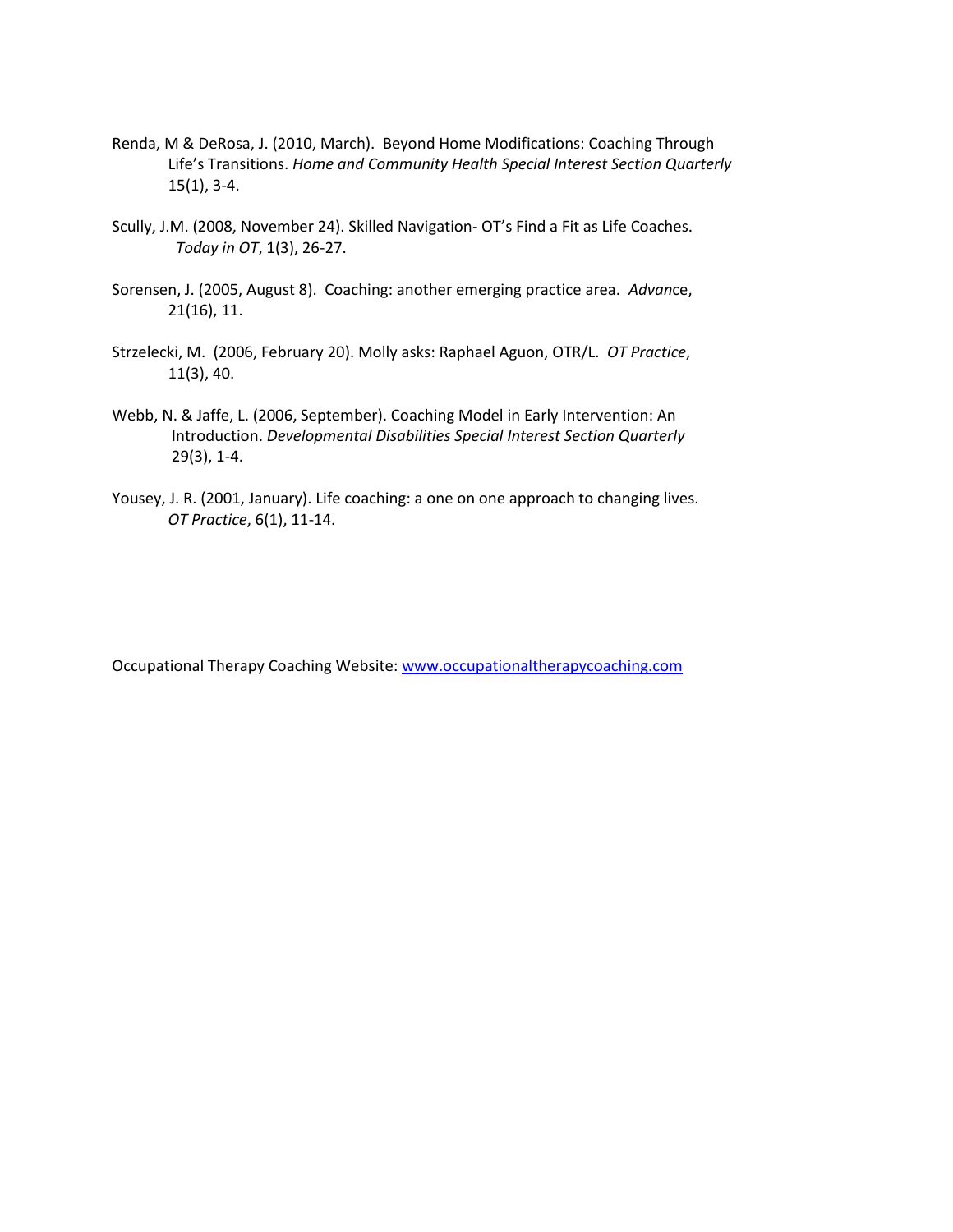Renda, M & DeRosa, J. (2010, March). Beyond Home Modifications: Coaching Through Life's Transitions. *Home and Community Health Special Interest Section Quarterly* 15(1), 3-4.

Scully, J.M. (2008, November 24). Skilled Navigation- OT's Find a Fit as Life Coaches. *Today in OT*, 1(3), 26-27.

Sorensen, J. (2005, August 8). Coaching: another emerging practice area. *Advance*, 21(16), 11.

Strzelecki, M. (2006, February 20). Molly asks: Raphael Aguon, OTR/L. *OT Practice*, 11(3), 40.

Webb, N. & Jaffe, L. (2006, September). Coaching Model in Early Intervention: An Introduction. *Developmental Disabilities Special Interest Section Quarterly* 29(3), 1-4.

Yousey, J. R. (2001, January). Life coaching: a one on one approach to changing lives. *OT Practice*, 6(1), 11-14.

Occupational Therapy Coaching Website: [www.occupationaltherapycoaching.com](http://www.occupationaltherapycoaching.com)